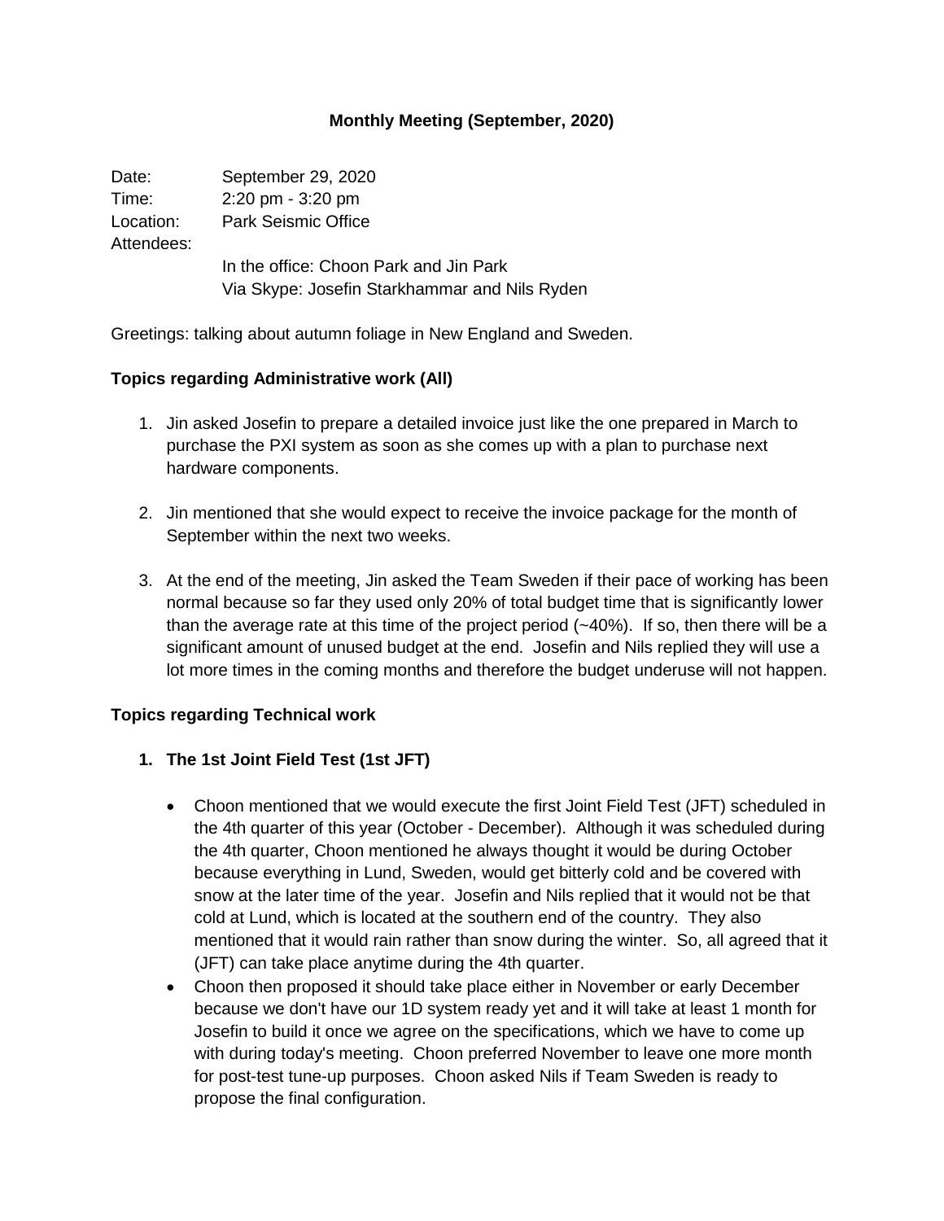# Monthly Meeting (September, 2020)

Date: September 29, 2020
Time: 2:20 pm - 3:20 pm
Location: Park Seismic Office
Attendees:
In the office: Choon Park and Jin Park
Via Skype: Josefin Starkhammar and Nils Ryden

Greetings: talking about autumn foliage in New England and Sweden.

**Topics regarding Administrative work (All)**

1. Jin asked Josefin to prepare a detailed invoice just like the one prepared in March to purchase the PXI system as soon as she comes up with a plan to purchase next hardware components.

2. Jin mentioned that she would expect to receive the invoice package for the month of September within the next two weeks.

3. At the end of the meeting, Jin asked the Team Sweden if their pace of working has been normal because so far they used only 20% of total budget time that is significantly lower than the average rate at this time of the project period (~40%). If so, then there will be a significant amount of unused budget at the end. Josefin and Nils replied they will use a lot more times in the coming months and therefore the budget underuse will not happen.

**Topics regarding Technical work**

1. **The 1st Joint Field Test (1st JFT)**

   - Choon mentioned that we would execute the first Joint Field Test (JFT) scheduled in the 4th quarter of this year (October - December). Although it was scheduled during the 4th quarter, Choon mentioned he always thought it would be during October because everything in Lund, Sweden, would get bitterly cold and be covered with snow at the later time of the year. Josefin and Nils replied that it would not be that cold at Lund, which is located at the southern end of the country. They also mentioned that it would rain rather than snow during the winter. So, all agreed that it (JFT) can take place anytime during the 4th quarter.
   - Choon then proposed it should take place either in November or early December because we don't have our 1D system ready yet and it will take at least 1 month for Josefin to build it once we agree on the specifications, which we have to come up with during today's meeting. Choon preferred November to leave one more month for post-test tune-up purposes. Choon asked Nils if Team Sweden is ready to propose the final configuration.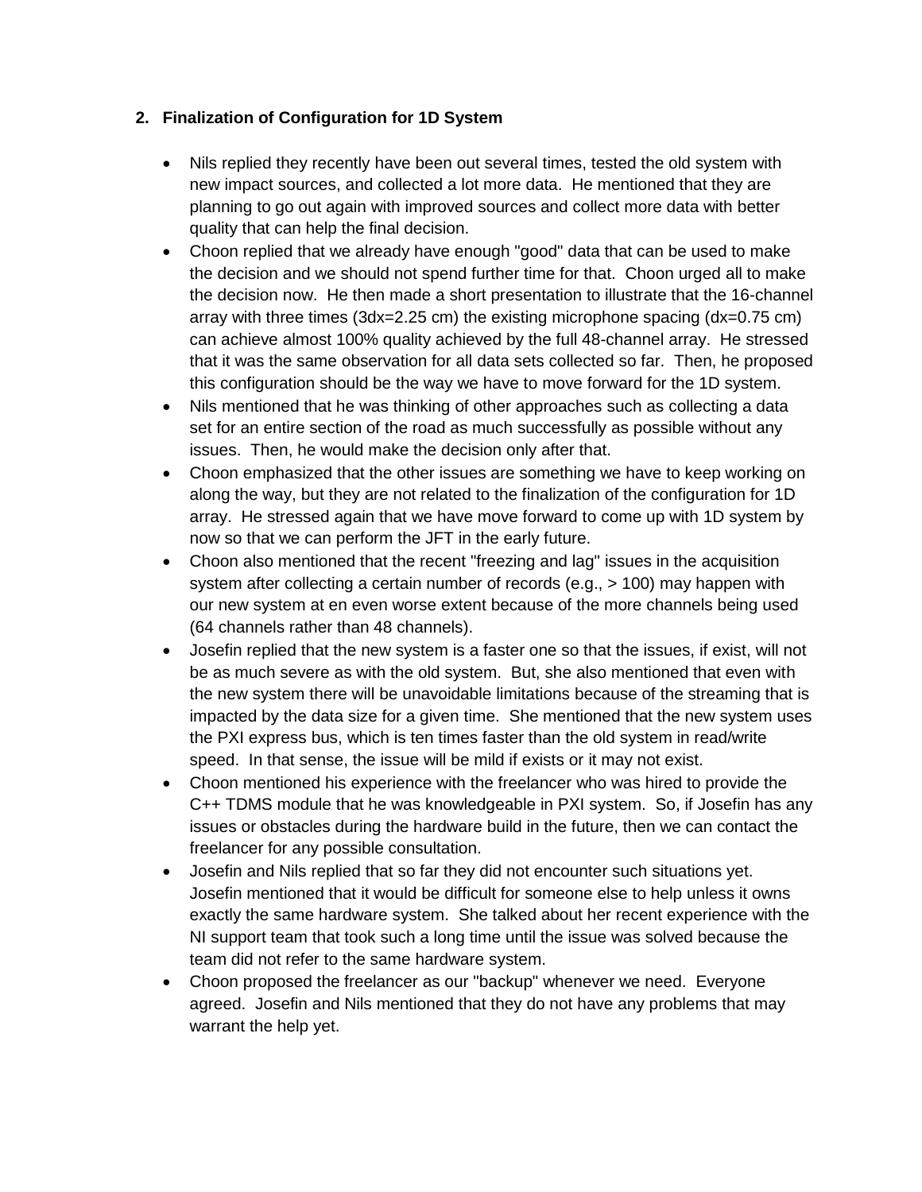## 2. Finalization of Configuration for 1D System

- Nils replied they recently have been out several times, tested the old system with new impact sources, and collected a lot more data. He mentioned that they are planning to go out again with improved sources and collect more data with better quality that can help the final decision.
- Choon replied that we already have enough "good" data that can be used to make the decision and we should not spend further time for that. Choon urged all to make the decision now. He then made a short presentation to illustrate that the 16-channel array with three times (3dx=2.25 cm) the existing microphone spacing (dx=0.75 cm) can achieve almost 100% quality achieved by the full 48-channel array. He stressed that it was the same observation for all data sets collected so far. Then, he proposed this configuration should be the way we have to move forward for the 1D system.
- Nils mentioned that he was thinking of other approaches such as collecting a data set for an entire section of the road as much successfully as possible without any issues. Then, he would make the decision only after that.
- Choon emphasized that the other issues are something we have to keep working on along the way, but they are not related to the finalization of the configuration for 1D array. He stressed again that we have move forward to come up with 1D system by now so that we can perform the JFT in the early future.
- Choon also mentioned that the recent "freezing and lag" issues in the acquisition system after collecting a certain number of records (e.g., > 100) may happen with our new system at en even worse extent because of the more channels being used (64 channels rather than 48 channels).
- Josefin replied that the new system is a faster one so that the issues, if exist, will not be as much severe as with the old system. But, she also mentioned that even with the new system there will be unavoidable limitations because of the streaming that is impacted by the data size for a given time. She mentioned that the new system uses the PXI express bus, which is ten times faster than the old system in read/write speed. In that sense, the issue will be mild if exists or it may not exist.
- Choon mentioned his experience with the freelancer who was hired to provide the C++ TDMS module that he was knowledgeable in PXI system. So, if Josefin has any issues or obstacles during the hardware build in the future, then we can contact the freelancer for any possible consultation.
- Josefin and Nils replied that so far they did not encounter such situations yet. Josefin mentioned that it would be difficult for someone else to help unless it owns exactly the same hardware system. She talked about her recent experience with the NI support team that took such a long time until the issue was solved because the team did not refer to the same hardware system.
- Choon proposed the freelancer as our "backup" whenever we need. Everyone agreed. Josefin and Nils mentioned that they do not have any problems that may warrant the help yet.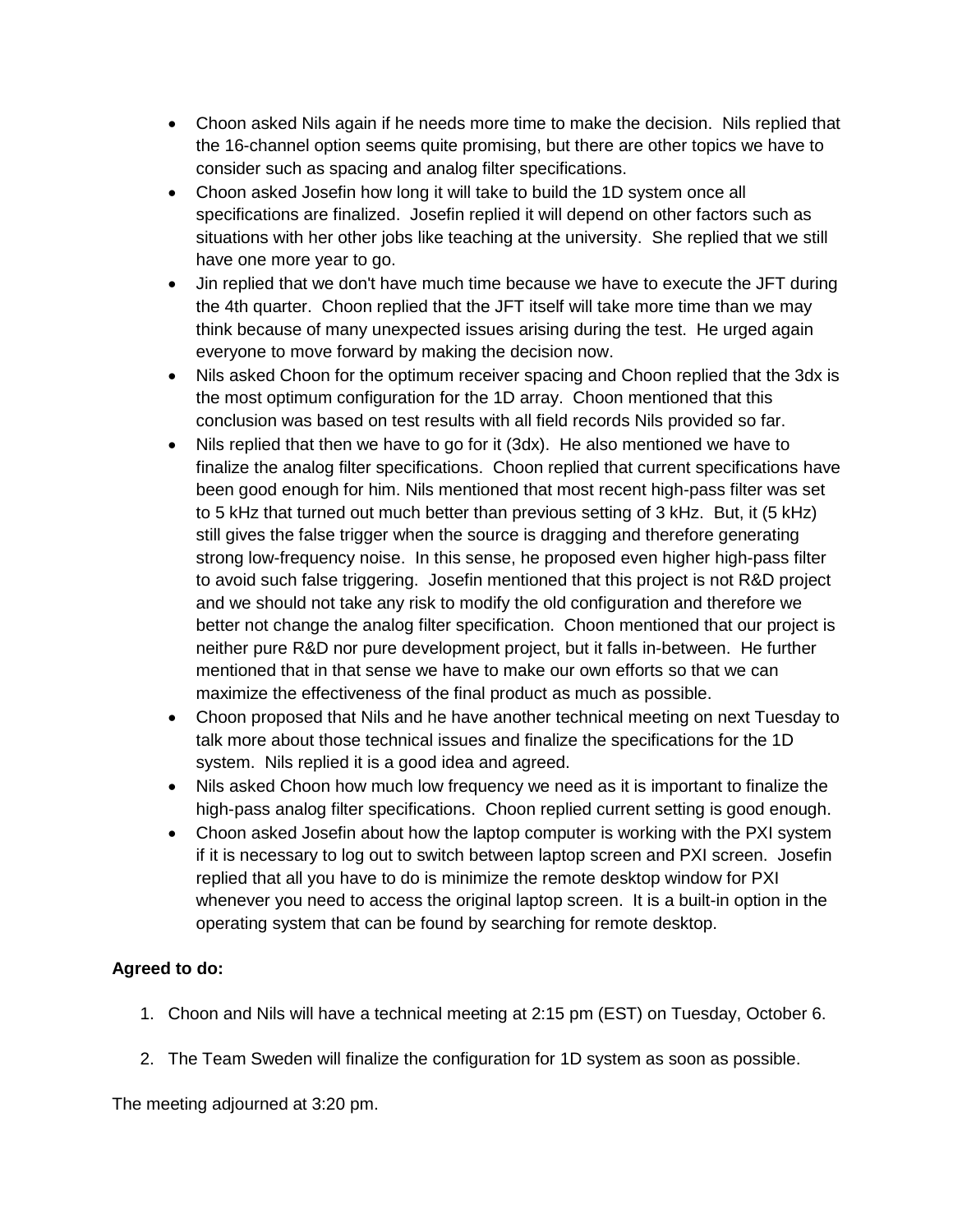- Choon asked Nils again if he needs more time to make the decision. Nils replied that the 16-channel option seems quite promising, but there are other topics we have to consider such as spacing and analog filter specifications.
- Choon asked Josefin how long it will take to build the 1D system once all specifications are finalized. Josefin replied it will depend on other factors such as situations with her other jobs like teaching at the university. She replied that we still have one more year to go.
- Jin replied that we don't have much time because we have to execute the JFT during the 4th quarter. Choon replied that the JFT itself will take more time than we may think because of many unexpected issues arising during the test. He urged again everyone to move forward by making the decision now.
- Nils asked Choon for the optimum receiver spacing and Choon replied that the 3dx is the most optimum configuration for the 1D array. Choon mentioned that this conclusion was based on test results with all field records Nils provided so far.
- Nils replied that then we have to go for it (3dx). He also mentioned we have to finalize the analog filter specifications. Choon replied that current specifications have been good enough for him. Nils mentioned that most recent high-pass filter was set to 5 kHz that turned out much better than previous setting of 3 kHz. But, it (5 kHz) still gives the false trigger when the source is dragging and therefore generating strong low-frequency noise. In this sense, he proposed even higher high-pass filter to avoid such false triggering. Josefin mentioned that this project is not R&D project and we should not take any risk to modify the old configuration and therefore we better not change the analog filter specification. Choon mentioned that our project is neither pure R&D nor pure development project, but it falls in-between. He further mentioned that in that sense we have to make our own efforts so that we can maximize the effectiveness of the final product as much as possible.
- Choon proposed that Nils and he have another technical meeting on next Tuesday to talk more about those technical issues and finalize the specifications for the 1D system. Nils replied it is a good idea and agreed.
- Nils asked Choon how much low frequency we need as it is important to finalize the high-pass analog filter specifications. Choon replied current setting is good enough.
- Choon asked Josefin about how the laptop computer is working with the PXI system if it is necessary to log out to switch between laptop screen and PXI screen. Josefin replied that all you have to do is minimize the remote desktop window for PXI whenever you need to access the original laptop screen. It is a built-in option in the operating system that can be found by searching for remote desktop.

**Agreed to do:**

1. Choon and Nils will have a technical meeting at 2:15 pm (EST) on Tuesday, October 6.
2. The Team Sweden will finalize the configuration for 1D system as soon as possible.

The meeting adjourned at 3:20 pm.